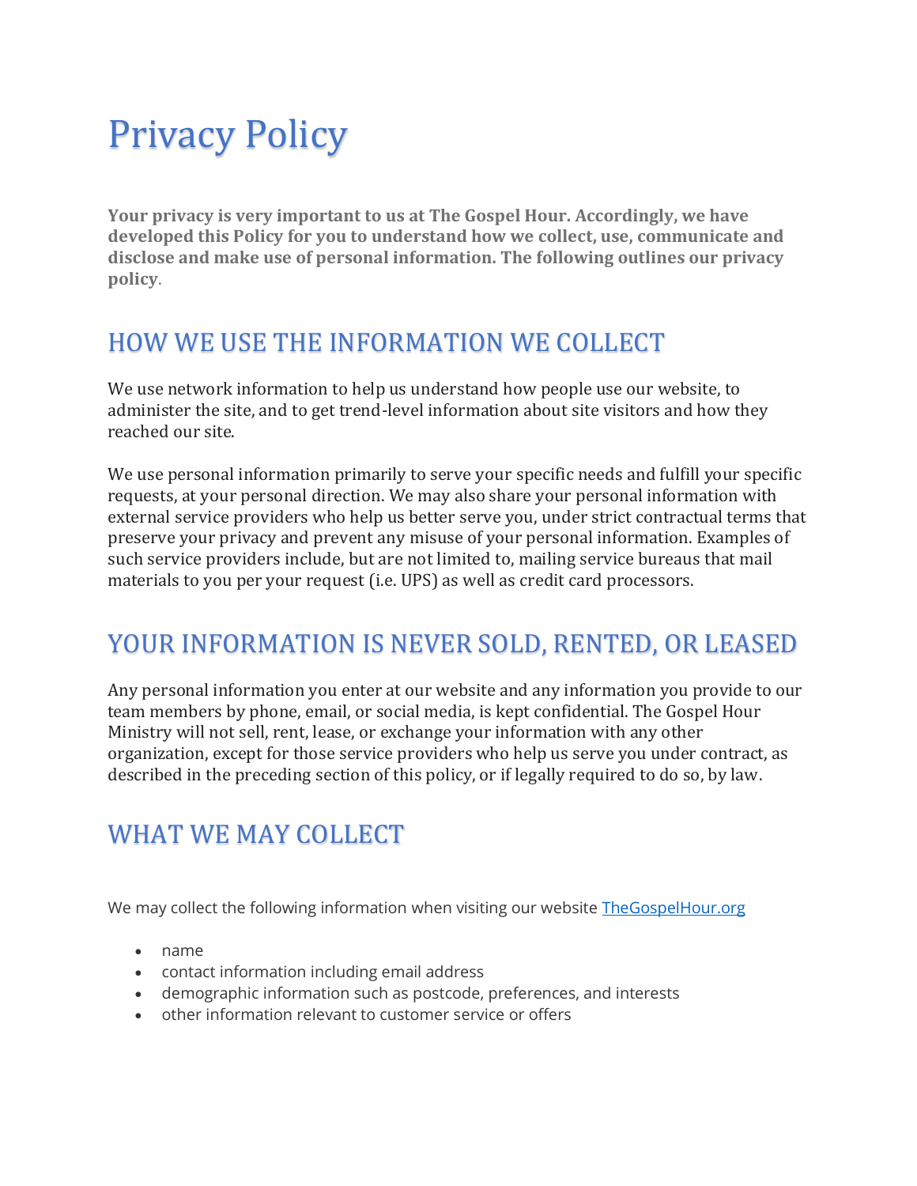# Privacy Policy

**Your privacy is very important to us at The Gospel Hour. Accordingly, we have developed this Policy for you to understand how we collect, use, communicate and disclose and make use of personal information. The following outlines our privacy policy**.

## HOW WE USE THE INFORMATION WE COLLECT

We use network information to help us understand how people use our website, to administer the site, and to get trend-level information about site visitors and how they reached our site.

We use personal information primarily to serve your specific needs and fulfill your specific requests, at your personal direction. We may also share your personal information with external service providers who help us better serve you, under strict contractual terms that preserve your privacy and prevent any misuse of your personal information. Examples of such service providers include, but are not limited to, mailing service bureaus that mail materials to you per your request (i.e. UPS) as well as credit card processors.

## YOUR INFORMATION IS NEVER SOLD, RENTED, OR LEASED

Any personal information you enter at our website and any information you provide to our team members by phone, email, or social media, is kept confidential. The Gospel Hour Ministry will not sell, rent, lease, or exchange your information with any other organization, except for those service providers who help us serve you under contract, as described in the preceding section of this policy, or if legally required to do so, by law.

## WHAT WE MAY COLLECT

We may collect the following information when visiting our website [TheGospelHour.org](TheGospelHour.org)

- name
- contact information including email address
- demographic information such as postcode, preferences, and interests
- other information relevant to customer service or offers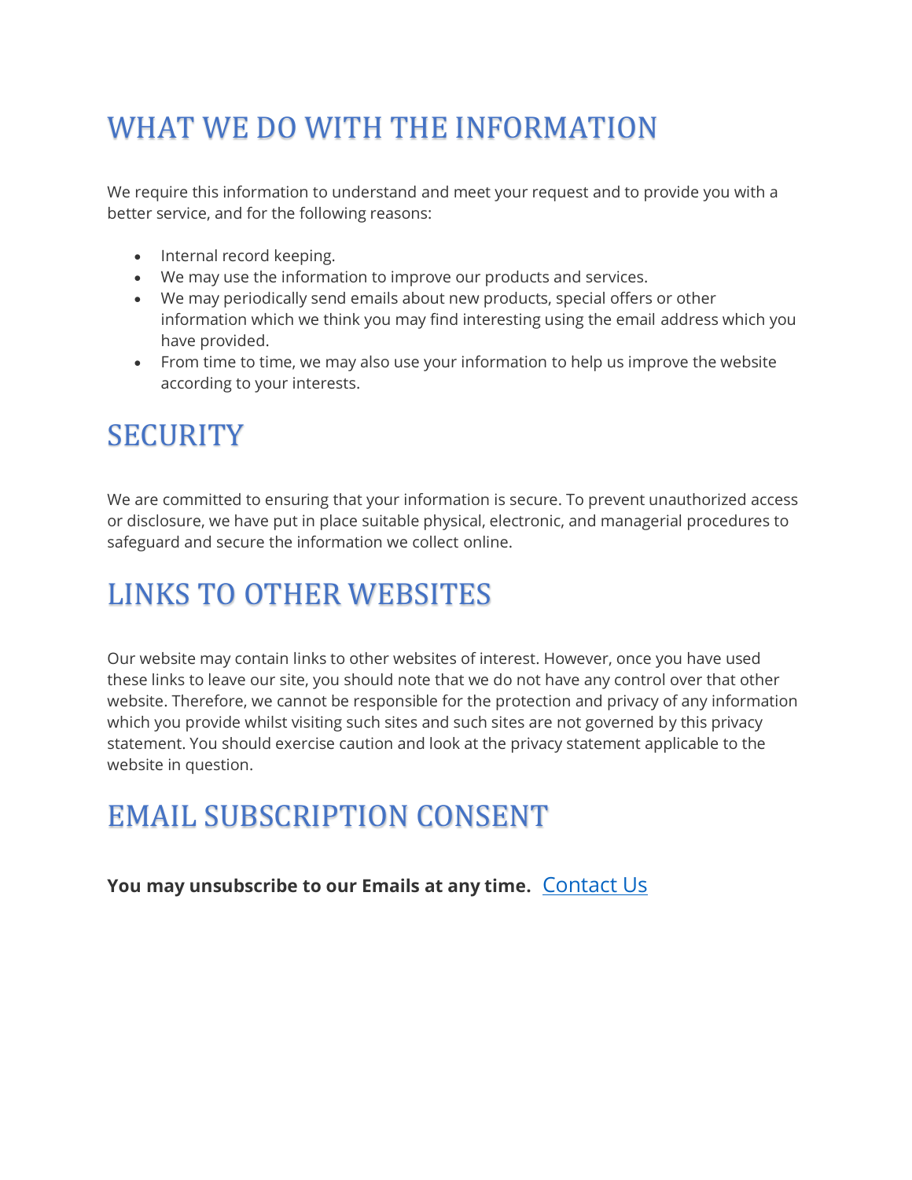# WHAT WE DO WITH THE INFORMATION

We require this information to understand and meet your request and to provide you with a better service, and for the following reasons:

- Internal record keeping.
- We may use the information to improve our products and services.
- We may periodically send emails about new products, special offers or other information which we think you may find interesting using the email address which you have provided.
- From time to time, we may also use your information to help us improve the website according to your interests.

# SECURITY

We are committed to ensuring that your information is secure. To prevent unauthorized access or disclosure, we have put in place suitable physical, electronic, and managerial procedures to safeguard and secure the information we collect online.

# LINKS TO OTHER WEBSITES

Our website may contain links to other websites of interest. However, once you have used these links to leave our site, you should note that we do not have any control over that other website. Therefore, we cannot be responsible for the protection and privacy of any information which you provide whilst visiting such sites and such sites are not governed by this privacy statement. You should exercise caution and look at the privacy statement applicable to the website in question.

# EMAIL SUBSCRIPTION CONSENT

**You may unsubscribe to our Emails at any time.** Contact Us